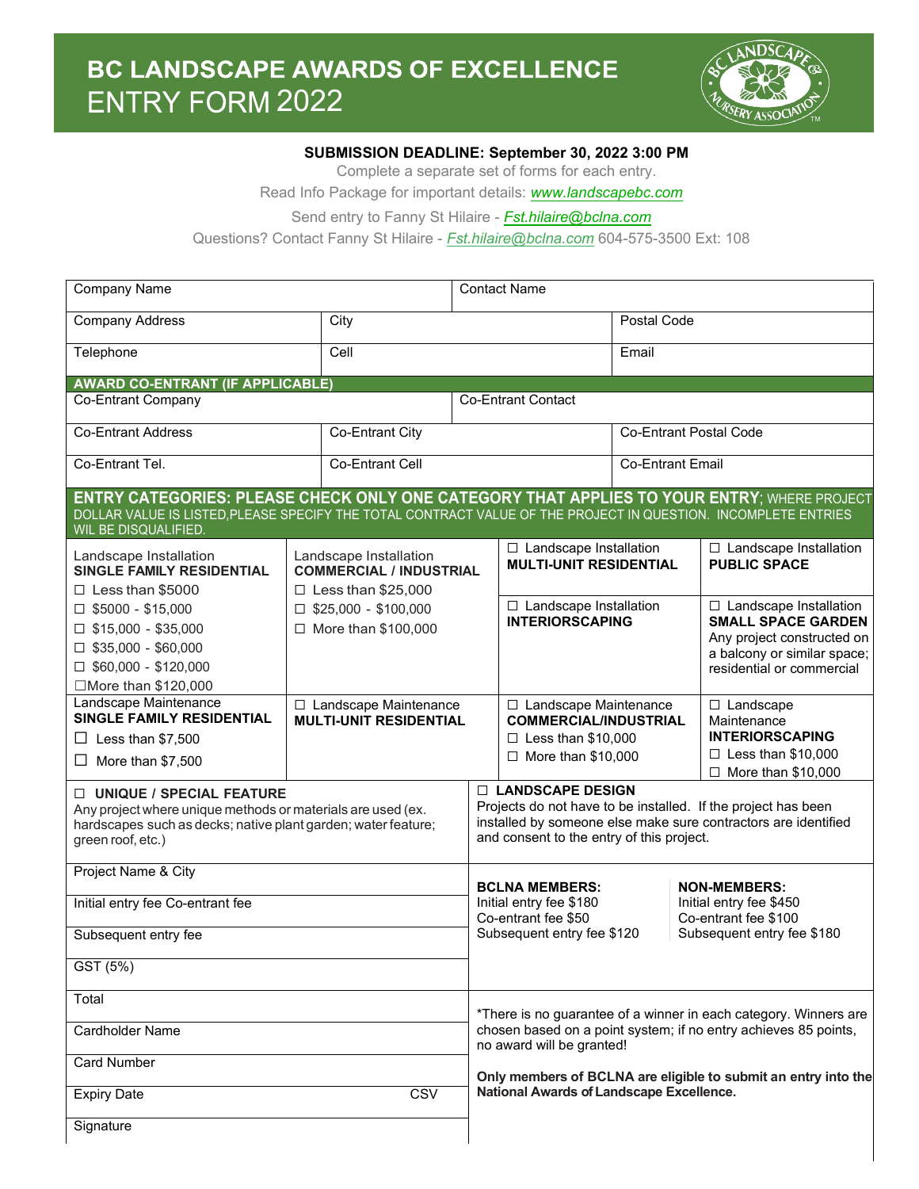# BC LANDSCAPE AWARDS OF EXCELLENCE

## ENTRY FORM 2022

**SUBMISSION DEADLINE: September 30, 2022 3:00 PM**

Complete a separate set of forms for each entry.

Read Info Package for important details: *www.landscapebc.com*

Send entry to Fanny St Hilaire - *Fst.hilaire@bclna.com*

Questions? Contact Fanny St Hilaire - *Fst.hilaire@bclna.com* 604-575-3500 Ext: 108

| Company Name | | Contact Name |
|---|---|---|
| Company Address | City | Postal Code |
| Telephone | Cell | Email |

**AWARD CO-ENTRANT (IF APPLICABLE)**

| Co-Entrant Company | | Co-Entrant Contact |
|---|---|---|
| Co-Entrant Address | Co-Entrant City | Co-Entrant Postal Code |
| Co-Entrant Tel. | Co-Entrant Cell | Co-Entrant Email |

**ENTRY CATEGORIES: PLEASE CHECK ONLY ONE CATEGORY THAT APPLIES TO YOUR ENTRY**; WHERE PROJECT DOLLAR VALUE IS LISTED,PLEASE SPECIFY THE TOTAL CONTRACT VALUE OF THE PROJECT IN QUESTION. INCOMPLETE ENTRIES WIL BE DISQUALIFIED.

| Landscape Installation **SINGLE FAMILY RESIDENTIAL**<br>☐ Less than $5000<br>☐ $5000 - $15,000<br>☐ $15,000 - $35,000<br>☐ $35,000 - $60,000<br>☐ $60,000 - $120,000<br>☐More than $120,000 | Landscape Installation **COMMERCIAL / INDUSTRIAL**<br>☐ Less than $25,000<br>☐ $25,000 - $100,000<br>☐ More than $100,000 | ☐ Landscape Installation **MULTI-UNIT RESIDENTIAL**<br><br>☐ Landscape Installation **INTERIORSCAPING** | ☐ Landscape Installation **PUBLIC SPACE**<br><br>☐ Landscape Installation **SMALL SPACE GARDEN** Any project constructed on a balcony or similar space; residential or commercial |
|---|---|---|---|
| Landscape Maintenance **SINGLE FAMILY RESIDENTIAL**<br>☐ Less than $7,500<br>☐ More than $7,500 | ☐ Landscape Maintenance **MULTI-UNIT RESIDENTIAL** | ☐ Landscape Maintenance **COMMERCIAL/INDUSTRIAL**<br>☐ Less than $10,000<br>☐ More than $10,000 | ☐ Landscape Maintenance **INTERIORSCAPING**<br>☐ Less than $10,000<br>☐ More than $10,000 |

| ☐ **UNIQUE / SPECIAL FEATURE**<br>Any project where unique methods or materials are used (ex. hardscapes such as decks; native plant garden; water feature; green roof, etc.) | ☐ **LANDSCAPE DESIGN**<br>Projects do not have to be installed. If the project has been installed by someone else make sure contractors are identified and consent to the entry of this project. |
|---|---|

| | |
|---|---|
| Project Name & City | **BCLNA MEMBERS:**<br>Initial entry fee $180<br>Co-entrant fee $50<br>Subsequent entry fee $120 |
| Initial entry fee Co-entrant fee | **NON-MEMBERS:**<br>Initial entry fee $450<br>Co-entrant fee $100<br>Subsequent entry fee $180 |
| Subsequent entry fee | |
| GST (5%) | |
| Total | *There is no guarantee of a winner in each category. Winners are chosen based on a point system; if no entry achieves 85 points, no award will be granted! |
| Cardholder Name | |
| Card Number | **Only members of BCLNA are eligible to submit an entry into the National Awards of Landscape Excellence.** |
| Expiry Date — CSV | |
| Signature | |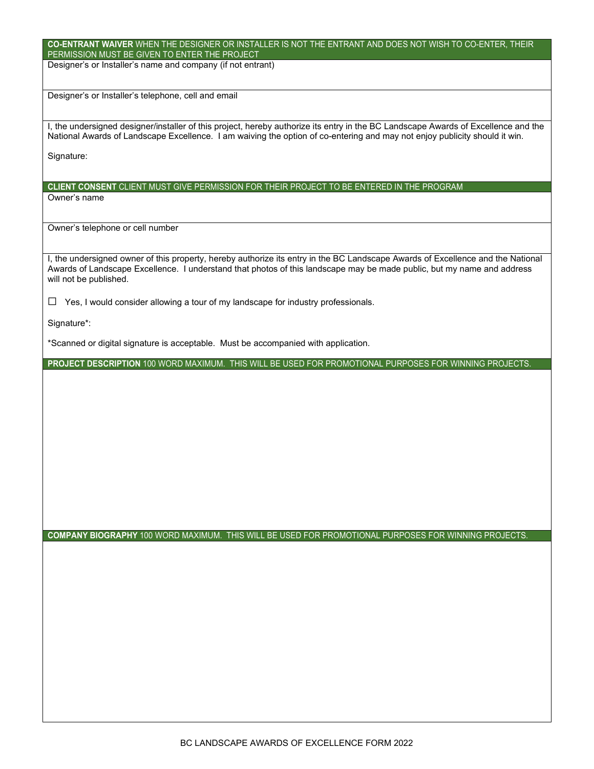**CO-ENTRANT WAIVER** WHEN THE DESIGNER OR INSTALLER IS NOT THE ENTRANT AND DOES NOT WISH TO CO-ENTER, THEIR PERMISSION MUST BE GIVEN TO ENTER THE PROJECT

Designer's or Installer's name and company (if not entrant)

Designer's or Installer's telephone, cell and email

I, the undersigned designer/installer of this project, hereby authorize its entry in the BC Landscape Awards of Excellence and the National Awards of Landscape Excellence. I am waiving the option of co-entering and may not enjoy publicity should it win.

Signature:

**CLIENT CONSENT** CLIENT MUST GIVE PERMISSION FOR THEIR PROJECT TO BE ENTERED IN THE PROGRAM

Owner's name

Owner's telephone or cell number

I, the undersigned owner of this property, hereby authorize its entry in the BC Landscape Awards of Excellence and the National Awards of Landscape Excellence. I understand that photos of this landscape may be made public, but my name and address will not be published.

☐ Yes, I would consider allowing a tour of my landscape for industry professionals.

Signature*:

*Scanned or digital signature is acceptable. Must be accompanied with application.

**PROJECT DESCRIPTION** 100 WORD MAXIMUM. THIS WILL BE USED FOR PROMOTIONAL PURPOSES FOR WINNING PROJECTS.

**COMPANY BIOGRAPHY** 100 WORD MAXIMUM. THIS WILL BE USED FOR PROMOTIONAL PURPOSES FOR WINNING PROJECTS.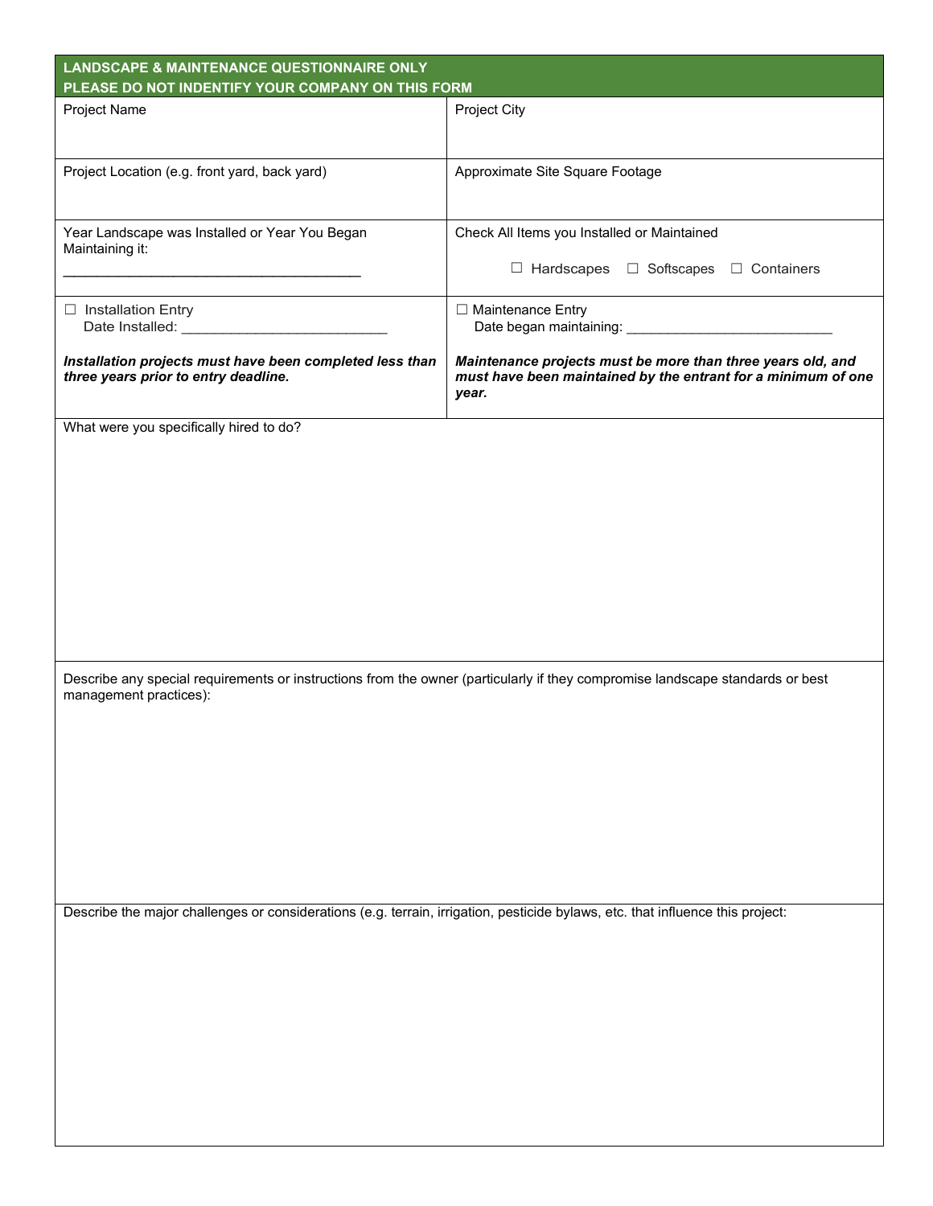## LANDSCAPE & MAINTENANCE QUESTIONNAIRE ONLY
## PLEASE DO NOT INDENTIFY YOUR COMPANY ON THIS FORM

| Project Name | Project City |
| --- | --- |
| Project Location (e.g. front yard, back yard) | Approximate Site Square Footage |
| Year Landscape was Installed or Year You Began Maintaining it: ______________________________________ | Check All Items you Installed or Maintained<br>☐ Hardscapes ☐ Softscapes ☐ Containers |
| ☐ Installation Entry<br>Date Installed: ___________________________<br>***Installation projects must have been completed less than three years prior to entry deadline.*** | ☐ Maintenance Entry<br>Date began maintaining: ___________________________<br>***Maintenance projects must be more than three years old, and must have been maintained by the entrant for a minimum of one year.*** |

What were you specifically hired to do?

Describe any special requirements or instructions from the owner (particularly if they compromise landscape standards or best management practices):

Describe the major challenges or considerations (e.g. terrain, irrigation, pesticide bylaws, etc. that influence this project: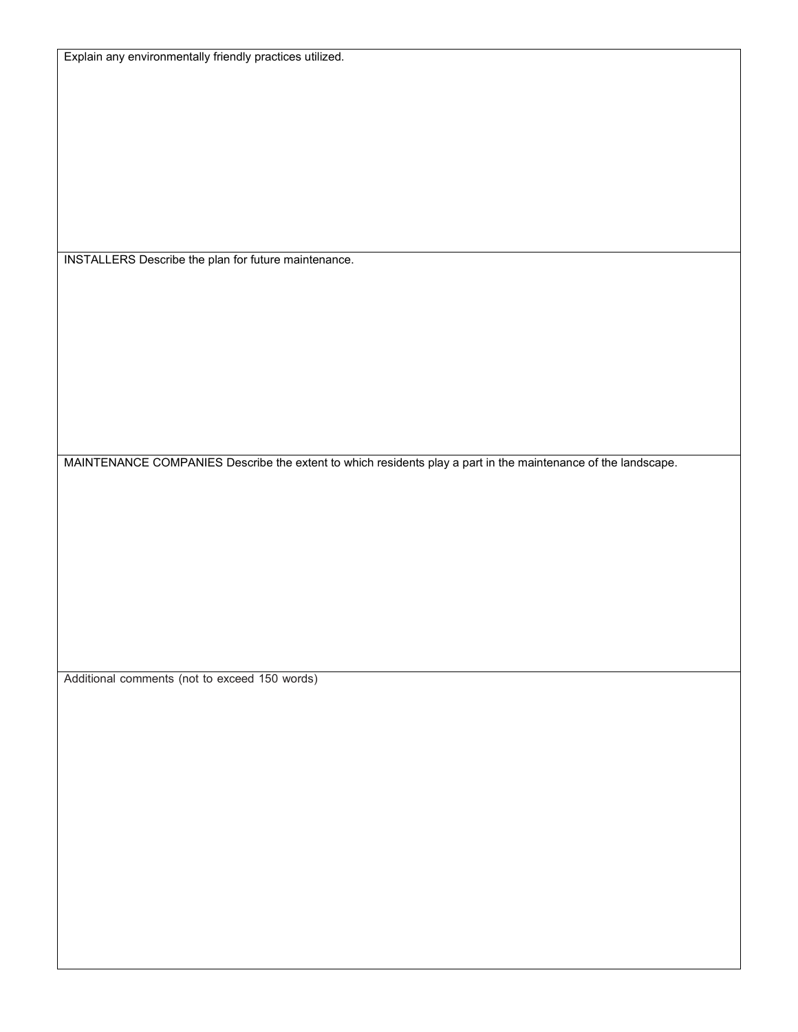Explain any environmentally friendly practices utilized.

INSTALLERS Describe the plan for future maintenance.

MAINTENANCE COMPANIES Describe the extent to which residents play a part in the maintenance of the landscape.

Additional comments (not to exceed 150 words)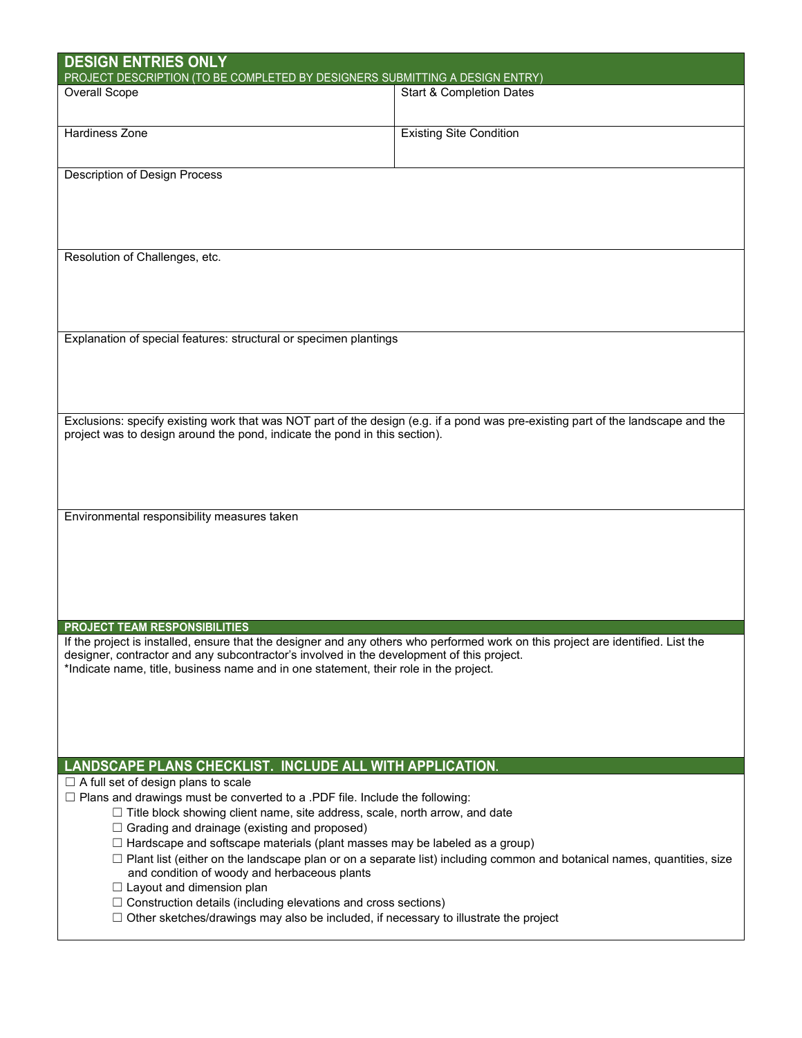## DESIGN ENTRIES ONLY

PROJECT DESCRIPTION (TO BE COMPLETED BY DESIGNERS SUBMITTING A DESIGN ENTRY)

| Overall Scope | Start & Completion Dates |
| --- | --- |
| Hardiness Zone | Existing Site Condition |

Description of Design Process

Resolution of Challenges, etc.

Explanation of special features: structural or specimen plantings

Exclusions: specify existing work that was NOT part of the design (e.g. if a pond was pre-existing part of the landscape and the project was to design around the pond, indicate the pond in this section).

Environmental responsibility measures taken

### PROJECT TEAM RESPONSIBILITIES

If the project is installed, ensure that the designer and any others who performed work on this project are identified. List the designer, contractor and any subcontractor's involved in the development of this project.
*Indicate name, title, business name and in one statement, their role in the project.

### LANDSCAPE PLANS CHECKLIST. INCLUDE ALL WITH APPLICATION.

☐ A full set of design plans to scale

☐ Plans and drawings must be converted to a .PDF file. Include the following:

- ☐ Title block showing client name, site address, scale, north arrow, and date
- ☐ Grading and drainage (existing and proposed)
- ☐ Hardscape and softscape materials (plant masses may be labeled as a group)
- ☐ Plant list (either on the landscape plan or on a separate list) including common and botanical names, quantities, size and condition of woody and herbaceous plants
- ☐ Layout and dimension plan
- ☐ Construction details (including elevations and cross sections)
- ☐ Other sketches/drawings may also be included, if necessary to illustrate the project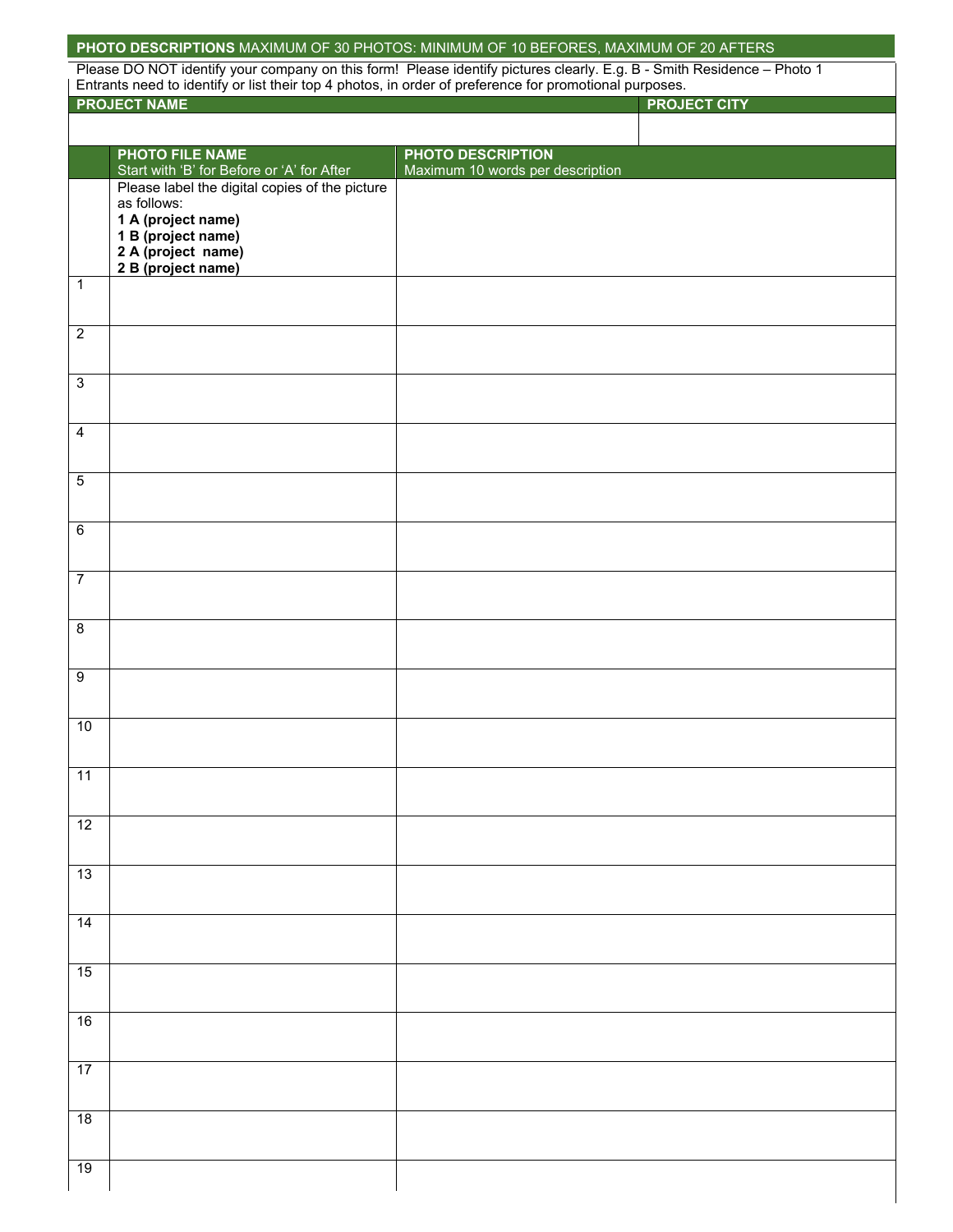**PHOTO DESCRIPTIONS** MAXIMUM OF 30 PHOTOS: MINIMUM OF 10 BEFORES, MAXIMUM OF 20 AFTERS

Please DO NOT identify your company on this form! Please identify pictures clearly. E.g. B - Smith Residence – Photo 1
Entrants need to identify or list their top 4 photos, in order of preference for promotional purposes.

| **PROJECT NAME** | **PROJECT CITY** |
|---|---|
| | |

| | **PHOTO FILE NAME** Start with 'B' for Before or 'A' for After | **PHOTO DESCRIPTION** Maximum 10 words per description |
|---|---|---|
| | Please label the digital copies of the picture as follows: **1 A (project name)** **1 B (project name)** **2 A (project name)** **2 B (project name)** | |
| 1 | | |
| 2 | | |
| 3 | | |
| 4 | | |
| 5 | | |
| 6 | | |
| 7 | | |
| 8 | | |
| 9 | | |
| 10 | | |
| 11 | | |
| 12 | | |
| 13 | | |
| 14 | | |
| 15 | | |
| 16 | | |
| 17 | | |
| 18 | | |
| 19 | | |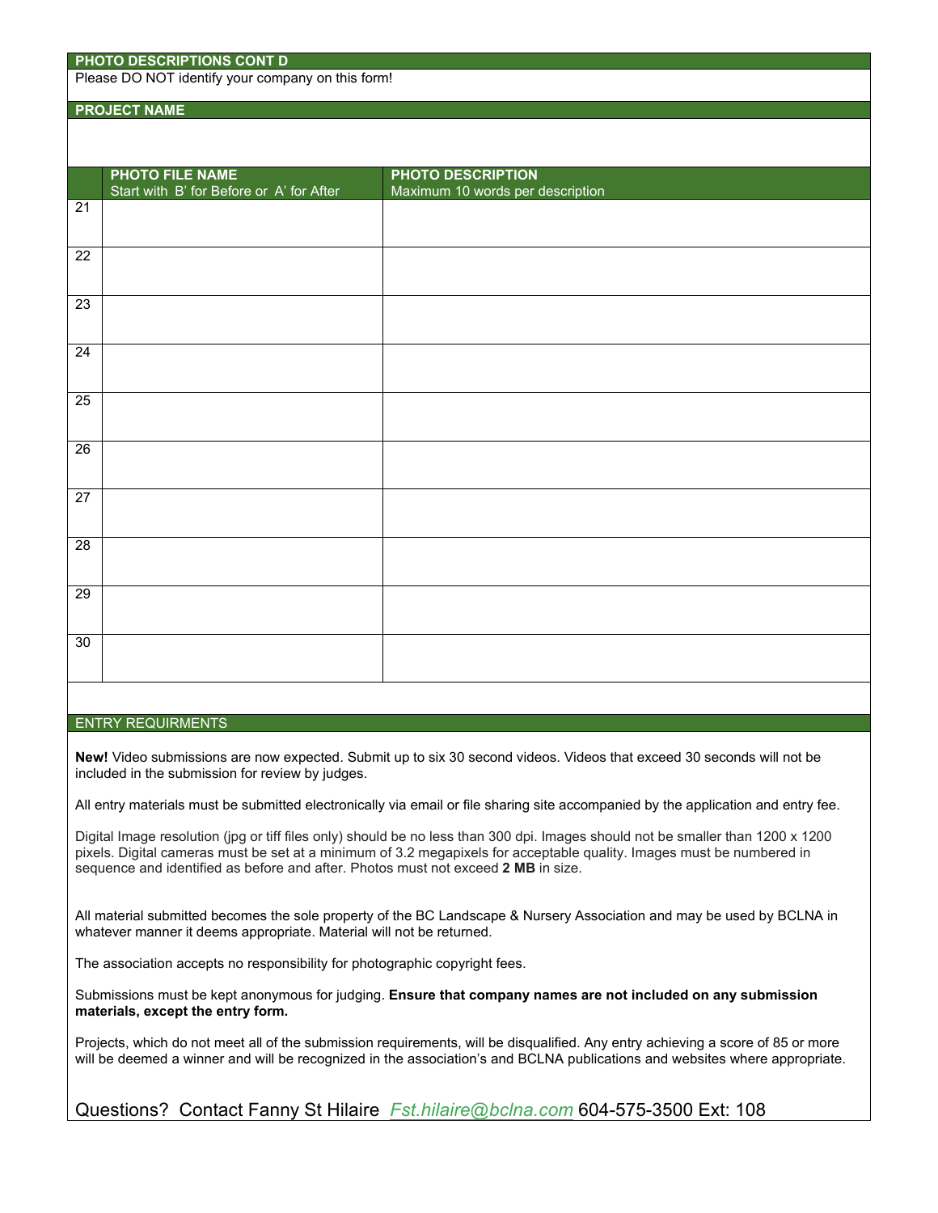## PHOTO DESCRIPTIONS CONT D

Please DO NOT identify your company on this form!

## PROJECT NAME

| | PHOTO FILE NAME<br>Start with B' for Before or A' for After | PHOTO DESCRIPTION<br>Maximum 10 words per description |
|---|---|---|
| 21 | | |
| 22 | | |
| 23 | | |
| 24 | | |
| 25 | | |
| 26 | | |
| 27 | | |
| 28 | | |
| 29 | | |
| 30 | | |

## ENTRY REQUIRMENTS

**New!** Video submissions are now expected. Submit up to six 30 second videos. Videos that exceed 30 seconds will not be included in the submission for review by judges.

All entry materials must be submitted electronically via email or file sharing site accompanied by the application and entry fee.

Digital Image resolution (jpg or tiff files only) should be no less than 300 dpi. Images should not be smaller than 1200 x 1200 pixels. Digital cameras must be set at a minimum of 3.2 megapixels for acceptable quality. Images must be numbered in sequence and identified as before and after. Photos must not exceed **2 MB** in size.

All material submitted becomes the sole property of the BC Landscape & Nursery Association and may be used by BCLNA in whatever manner it deems appropriate. Material will not be returned.

The association accepts no responsibility for photographic copyright fees.

Submissions must be kept anonymous for judging. **Ensure that company names are not included on any submission materials, except the entry form.**

Projects, which do not meet all of the submission requirements, will be disqualified. Any entry achieving a score of 85 or more will be deemed a winner and will be recognized in the association's and BCLNA publications and websites where appropriate.

Questions? Contact Fanny St Hilaire *Fst.hilaire@bclna.com* 604-575-3500 Ext: 108